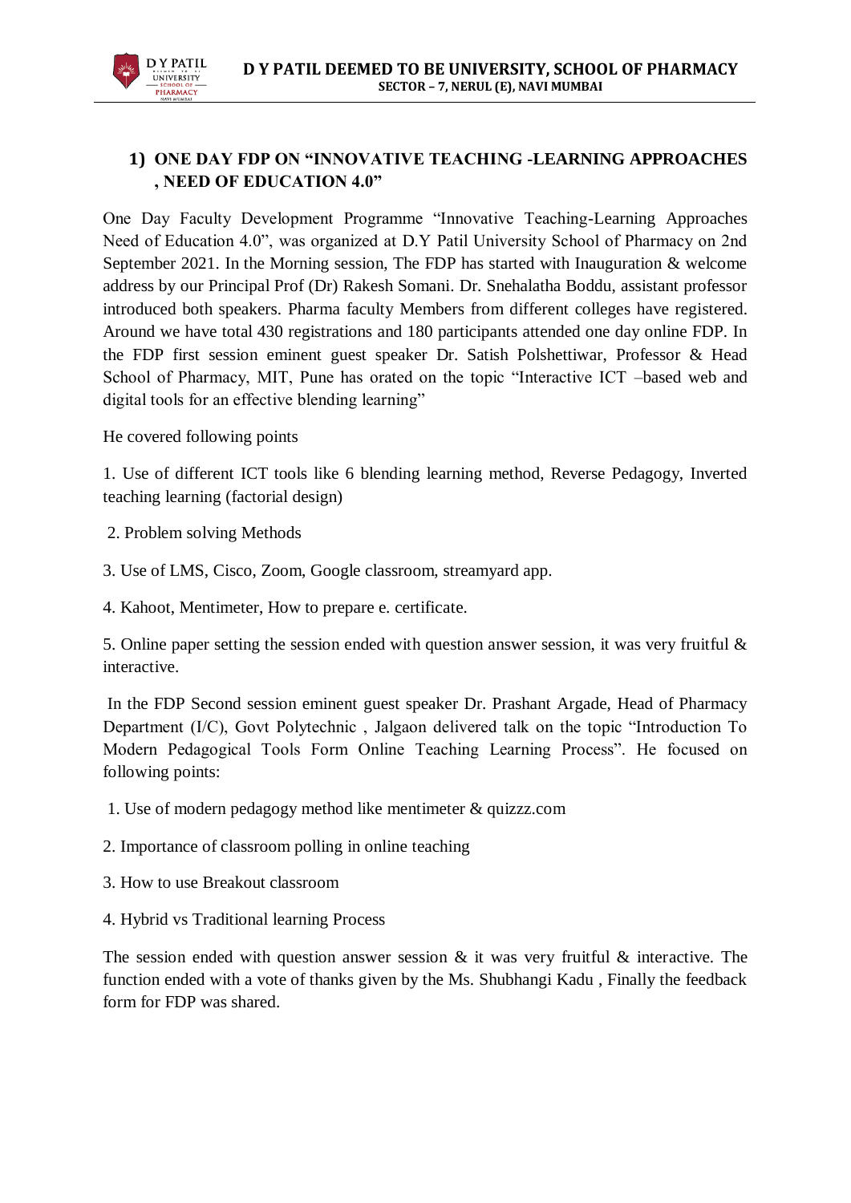## 1) ONE DAY FDP ON "INNOVATIVE TEACHING -LEARNING APPROACHES , NEED OF EDUCATION 4.0"

One Day Faculty Development Programme "Innovative Teaching-Learning Approaches Need of Education 4.0", was organized at D.Y Patil University School of Pharmacy on 2nd September 2021. In the Morning session, The FDP has started with Inauguration & welcome address by our Principal Prof (Dr) Rakesh Somani. Dr. Snehalatha Boddu, assistant professor introduced both speakers. Pharma faculty Members from different colleges have registered. Around we have total 430 registrations and 180 participants attended one day online FDP. In the FDP first session eminent guest speaker Dr. Satish Polshettiwar, Professor & Head School of Pharmacy, MIT, Pune has orated on the topic "Interactive ICT –based web and digital tools for an effective blending learning"

He covered following points

1. Use of different ICT tools like 6 blending learning method, Reverse Pedagogy, Inverted teaching learning (factorial design)

2. Problem solving Methods

3. Use of LMS, Cisco, Zoom, Google classroom, streamyard app.

4. Kahoot, Mentimeter, How to prepare e. certificate.

5. Online paper setting the session ended with question answer session, it was very fruitful & interactive.

In the FDP Second session eminent guest speaker Dr. Prashant Argade, Head of Pharmacy Department (I/C), Govt Polytechnic , Jalgaon delivered talk on the topic "Introduction To Modern Pedagogical Tools Form Online Teaching Learning Process". He focused on following points:

1. Use of modern pedagogy method like mentimeter & quizzz.com

2. Importance of classroom polling in online teaching

3. How to use Breakout classroom

4. Hybrid vs Traditional learning Process

The session ended with question answer session & it was very fruitful & interactive. The function ended with a vote of thanks given by the Ms. Shubhangi Kadu , Finally the feedback form for FDP was shared.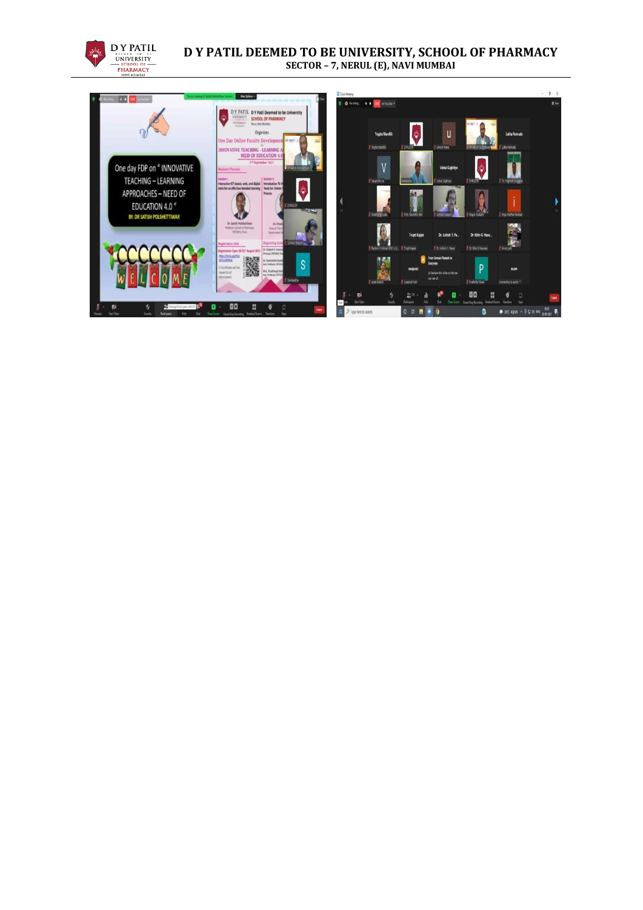# D Y PATIL DEEMED TO BE UNIVERSITY, SCHOOL OF PHARMACY

**SECTOR – 7, NERUL (E), NAVI MUMBAI**